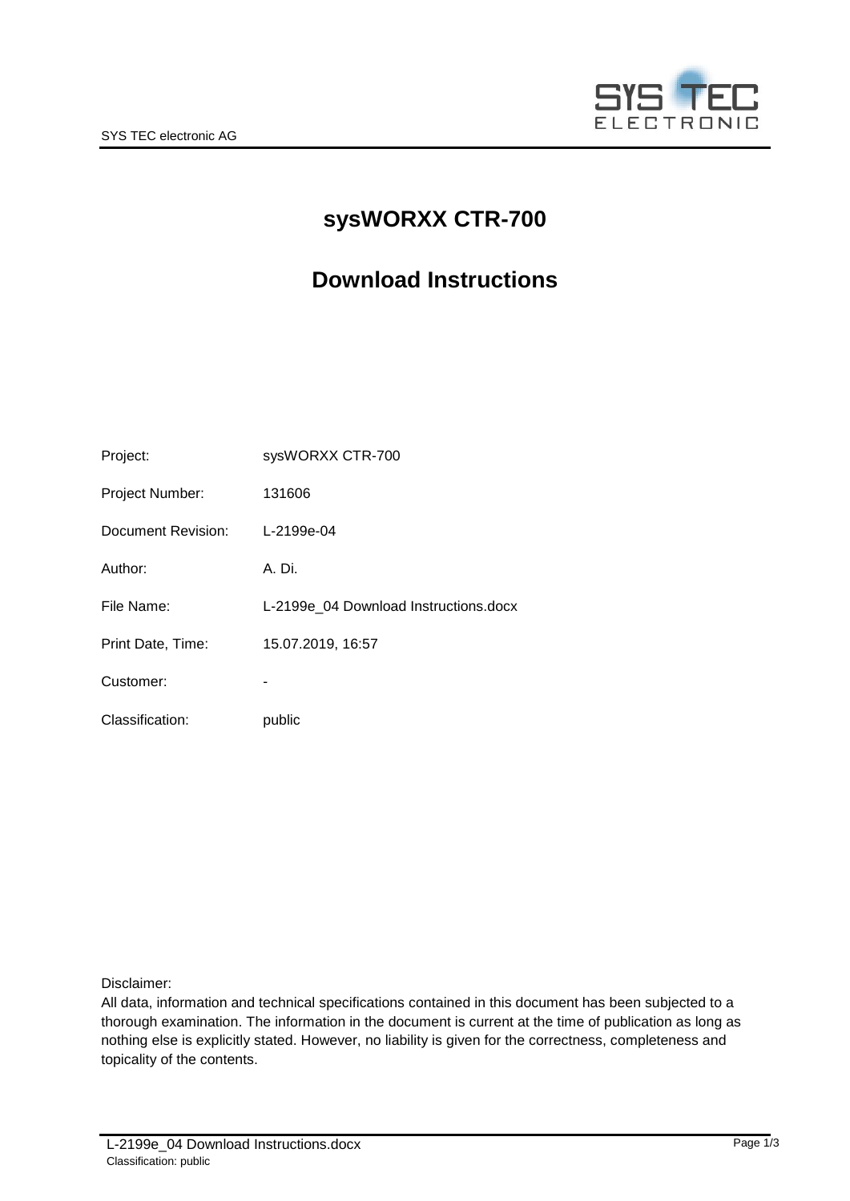# sysWORXX CTR-700

# Download Instructions

| | |
|---|---|
| Project: | sysWORXX CTR-700 |
| Project Number: | 131606 |
| Document Revision: | L-2199e-04 |
| Author: | A. Di. |
| File Name: | L-2199e_04 Download Instructions.docx |
| Print Date, Time: | 15.07.2019, 16:57 |
| Customer: | - |
| Classification: | public |

Disclaimer:
All data, information and technical specifications contained in this document has been subjected to a thorough examination. The information in the document is current at the time of publication as long as nothing else is explicitly stated. However, no liability is given for the correctness, completeness and topicality of the contents.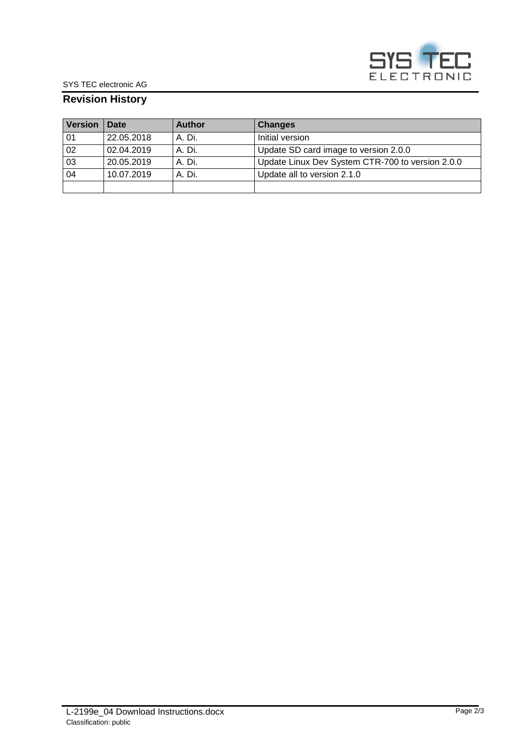## Revision History

| Version | Date | Author | Changes |
|---|---|---|---|
| 01 | 22.05.2018 | A. Di. | Initial version |
| 02 | 02.04.2019 | A. Di. | Update SD card image to version 2.0.0 |
| 03 | 20.05.2019 | A. Di. | Update Linux Dev System CTR-700 to version 2.0.0 |
| 04 | 10.07.2019 | A. Di. | Update all to version 2.1.0 |
| | | | |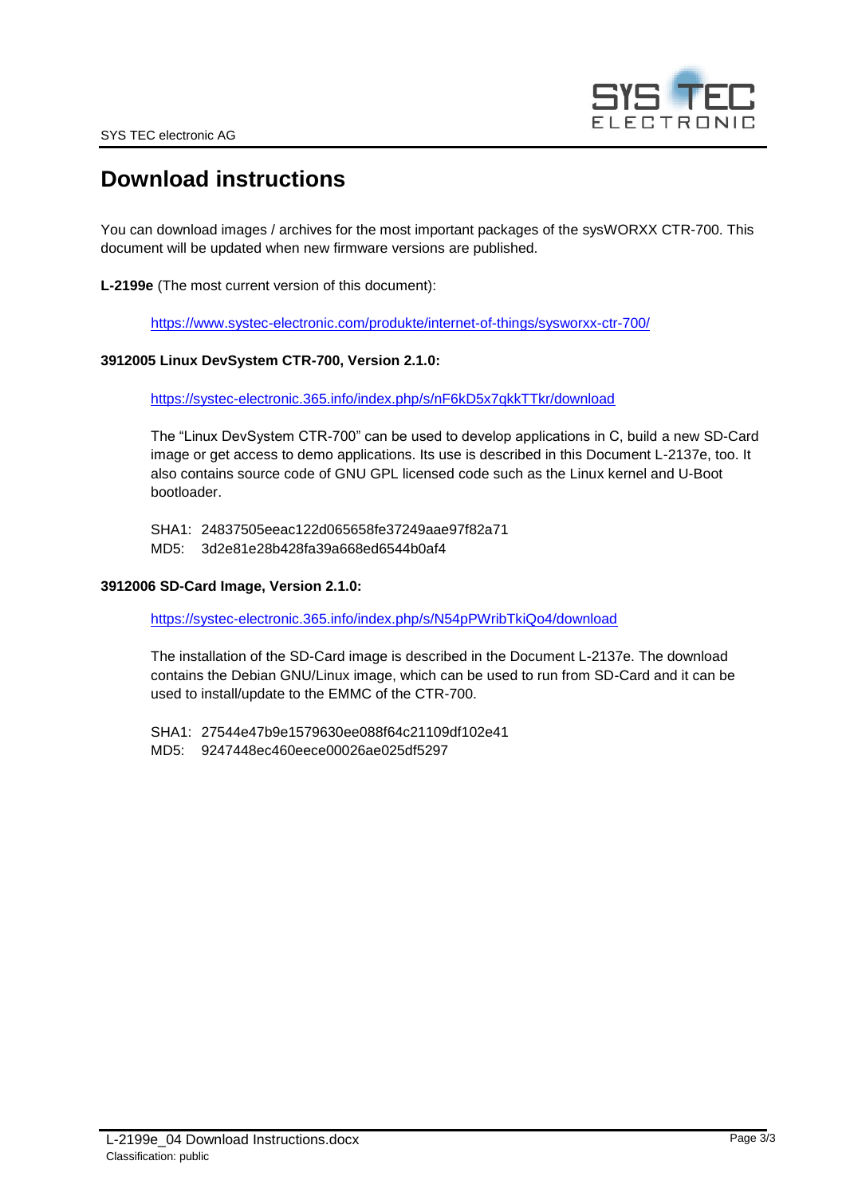# Download instructions

You can download images / archives for the most important packages of the sysWORXX CTR-700. This document will be updated when new firmware versions are published.

**L-2199e** (The most current version of this document):

https://www.systec-electronic.com/produkte/internet-of-things/sysworxx-ctr-700/

**3912005 Linux DevSystem CTR-700, Version 2.1.0:**

https://systec-electronic.365.info/index.php/s/nF6kD5x7qkkTTkr/download

The "Linux DevSystem CTR-700" can be used to develop applications in C, build a new SD-Card image or get access to demo applications. Its use is described in this Document L-2137e, too. It also contains source code of GNU GPL licensed code such as the Linux kernel and U-Boot bootloader.

SHA1: 24837505eeac122d065658fe37249aae97f82a71
MD5: 3d2e81e28b428fa39a668ed6544b0af4

**3912006 SD-Card Image, Version 2.1.0:**

https://systec-electronic.365.info/index.php/s/N54pPWribTkiQo4/download

The installation of the SD-Card image is described in the Document L-2137e. The download contains the Debian GNU/Linux image, which can be used to run from SD-Card and it can be used to install/update to the EMMC of the CTR-700.

SHA1: 27544e47b9e1579630ee088f64c21109df102e41
MD5: 9247448ec460eece00026ae025df5297